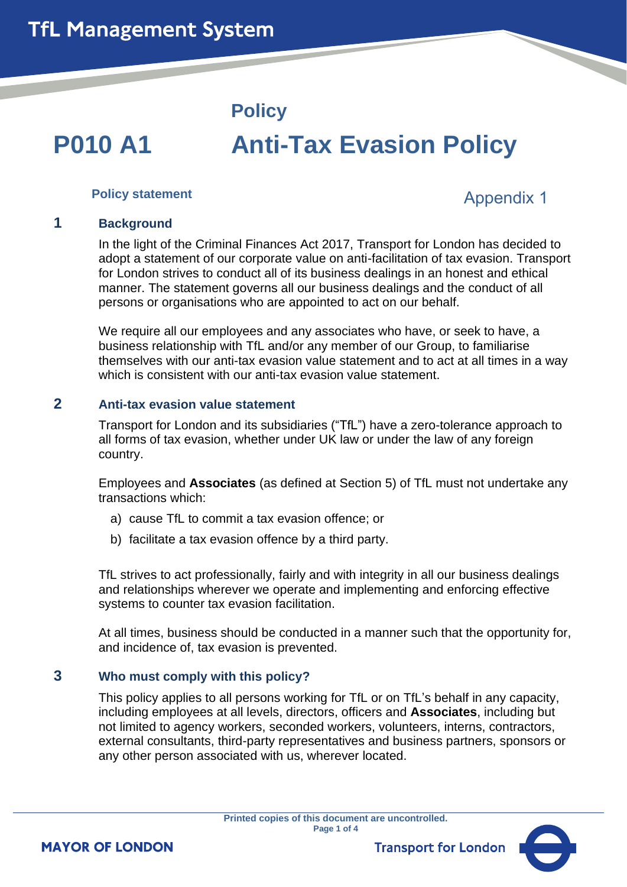Policy

# P010 A1 Anti-Tax Evasion Policy

**Policy statement**

Appendix 1

## 1 Background

In the light of the Criminal Finances Act 2017, Transport for London has decided to adopt a statement of our corporate value on anti-facilitation of tax evasion. Transport for London strives to conduct all of its business dealings in an honest and ethical manner. The statement governs all our business dealings and the conduct of all persons or organisations who are appointed to act on our behalf.

We require all our employees and any associates who have, or seek to have, a business relationship with TfL and/or any member of our Group, to familiarise themselves with our anti-tax evasion value statement and to act at all times in a way which is consistent with our anti-tax evasion value statement.

## 2 Anti-tax evasion value statement

Transport for London and its subsidiaries ("TfL") have a zero-tolerance approach to all forms of tax evasion, whether under UK law or under the law of any foreign country.

Employees and **Associates** (as defined at Section 5) of TfL must not undertake any transactions which:

a) cause TfL to commit a tax evasion offence; or

b) facilitate a tax evasion offence by a third party.

TfL strives to act professionally, fairly and with integrity in all our business dealings and relationships wherever we operate and implementing and enforcing effective systems to counter tax evasion facilitation.

At all times, business should be conducted in a manner such that the opportunity for, and incidence of, tax evasion is prevented.

## 3 Who must comply with this policy?

This policy applies to all persons working for TfL or on TfL's behalf in any capacity, including employees at all levels, directors, officers and **Associates**, including but not limited to agency workers, seconded workers, volunteers, interns, contractors, external consultants, third-party representatives and business partners, sponsors or any other person associated with us, wherever located.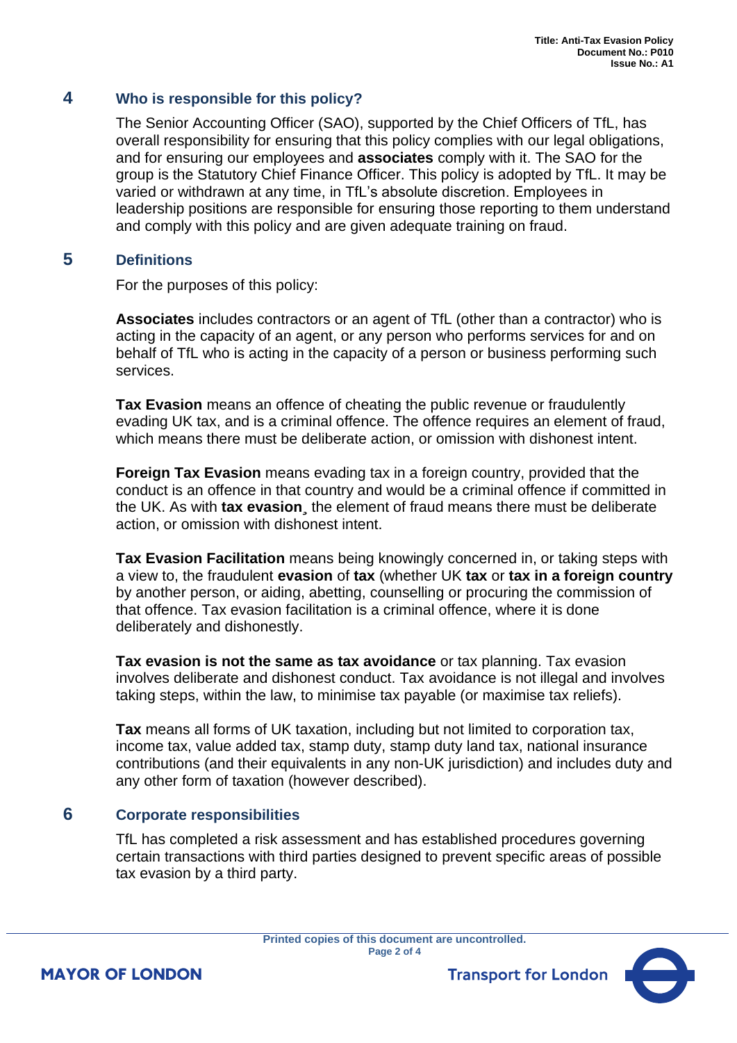## 4 Who is responsible for this policy?

The Senior Accounting Officer (SAO), supported by the Chief Officers of TfL, has overall responsibility for ensuring that this policy complies with our legal obligations, and for ensuring our employees and **associates** comply with it. The SAO for the group is the Statutory Chief Finance Officer. This policy is adopted by TfL. It may be varied or withdrawn at any time, in TfL's absolute discretion. Employees in leadership positions are responsible for ensuring those reporting to them understand and comply with this policy and are given adequate training on fraud.

## 5 Definitions

For the purposes of this policy:

**Associates** includes contractors or an agent of TfL (other than a contractor) who is acting in the capacity of an agent, or any person who performs services for and on behalf of TfL who is acting in the capacity of a person or business performing such services.

**Tax Evasion** means an offence of cheating the public revenue or fraudulently evading UK tax, and is a criminal offence. The offence requires an element of fraud, which means there must be deliberate action, or omission with dishonest intent.

**Foreign Tax Evasion** means evading tax in a foreign country, provided that the conduct is an offence in that country and would be a criminal offence if committed in the UK. As with **tax evasion**¸ the element of fraud means there must be deliberate action, or omission with dishonest intent.

**Tax Evasion Facilitation** means being knowingly concerned in, or taking steps with a view to, the fraudulent **evasion** of **tax** (whether UK **tax** or **tax in a foreign country** by another person, or aiding, abetting, counselling or procuring the commission of that offence. Tax evasion facilitation is a criminal offence, where it is done deliberately and dishonestly.

**Tax evasion is not the same as tax avoidance** or tax planning. Tax evasion involves deliberate and dishonest conduct. Tax avoidance is not illegal and involves taking steps, within the law, to minimise tax payable (or maximise tax reliefs).

**Tax** means all forms of UK taxation, including but not limited to corporation tax, income tax, value added tax, stamp duty, stamp duty land tax, national insurance contributions (and their equivalents in any non-UK jurisdiction) and includes duty and any other form of taxation (however described).

## 6 Corporate responsibilities

TfL has completed a risk assessment and has established procedures governing certain transactions with third parties designed to prevent specific areas of possible tax evasion by a third party.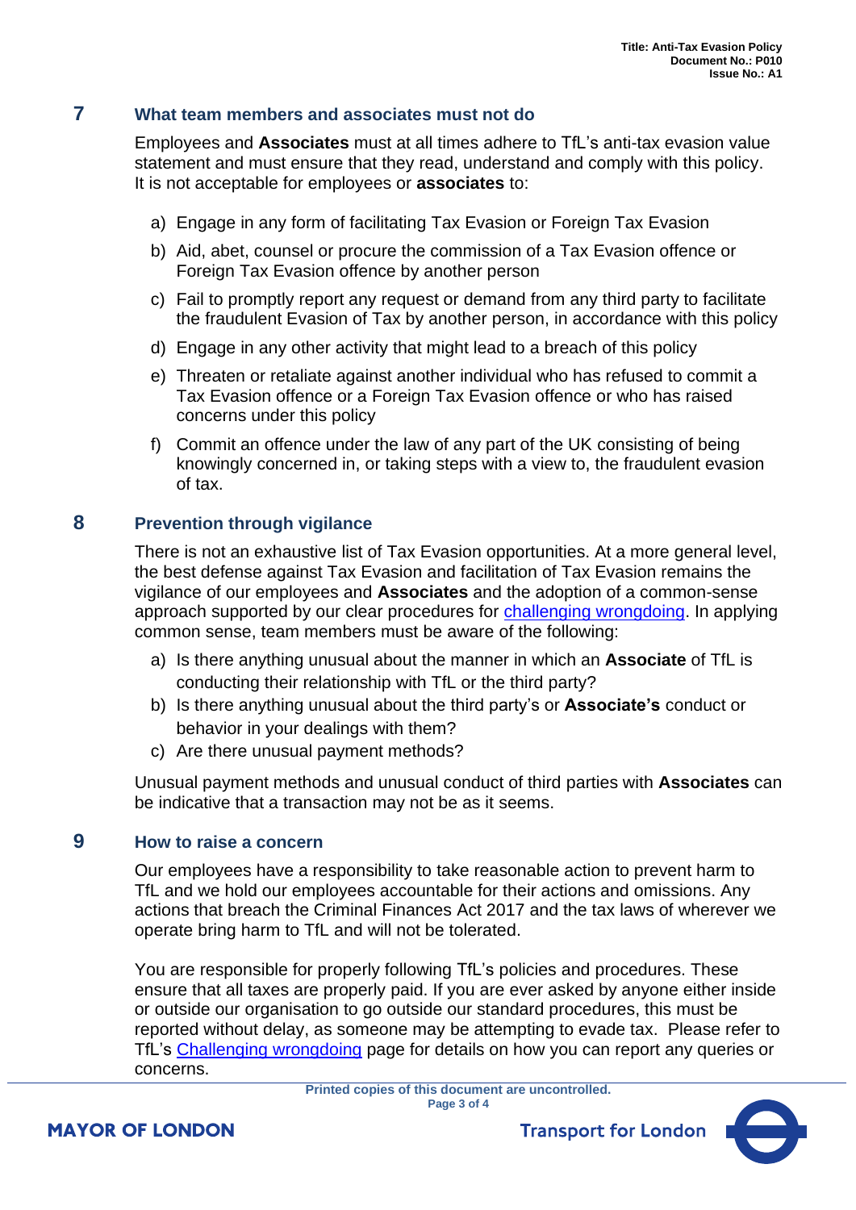## 7 What team members and associates must not do

Employees and **Associates** must at all times adhere to TfL's anti-tax evasion value statement and must ensure that they read, understand and comply with this policy. It is not acceptable for employees or **associates** to:

a) Engage in any form of facilitating Tax Evasion or Foreign Tax Evasion

b) Aid, abet, counsel or procure the commission of a Tax Evasion offence or Foreign Tax Evasion offence by another person

c) Fail to promptly report any request or demand from any third party to facilitate the fraudulent Evasion of Tax by another person, in accordance with this policy

d) Engage in any other activity that might lead to a breach of this policy

e) Threaten or retaliate against another individual who has refused to commit a Tax Evasion offence or a Foreign Tax Evasion offence or who has raised concerns under this policy

f) Commit an offence under the law of any part of the UK consisting of being knowingly concerned in, or taking steps with a view to, the fraudulent evasion of tax.

## 8 Prevention through vigilance

There is not an exhaustive list of Tax Evasion opportunities. At a more general level, the best defense against Tax Evasion and facilitation of Tax Evasion remains the vigilance of our employees and **Associates** and the adoption of a common-sense approach supported by our clear procedures for challenging wrongdoing. In applying common sense, team members must be aware of the following:

a) Is there anything unusual about the manner in which an **Associate** of TfL is conducting their relationship with TfL or the third party?

b) Is there anything unusual about the third party's or **Associate's** conduct or behavior in your dealings with them?

c) Are there unusual payment methods?

Unusual payment methods and unusual conduct of third parties with **Associates** can be indicative that a transaction may not be as it seems.

## 9 How to raise a concern

Our employees have a responsibility to take reasonable action to prevent harm to TfL and we hold our employees accountable for their actions and omissions. Any actions that breach the Criminal Finances Act 2017 and the tax laws of wherever we operate bring harm to TfL and will not be tolerated.

You are responsible for properly following TfL's policies and procedures. These ensure that all taxes are properly paid. If you are ever asked by anyone either inside or outside our organisation to go outside our standard procedures, this must be reported without delay, as someone may be attempting to evade tax. Please refer to TfL's Challenging wrongdoing page for details on how you can report any queries or concerns.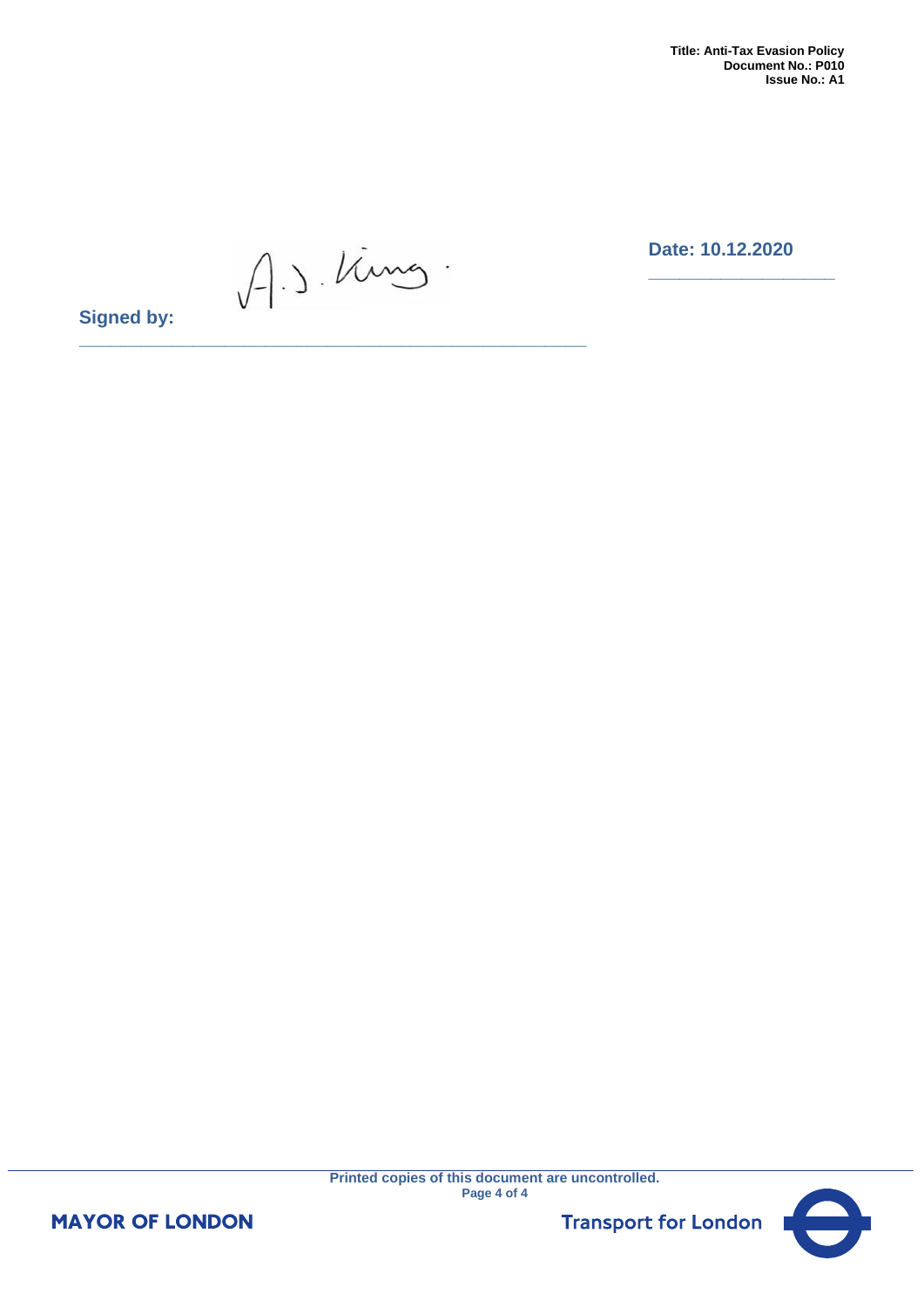**Date: 10.12.2020**

**Signed by:** A. J. King

**Printed copies of this document are uncontrolled.**